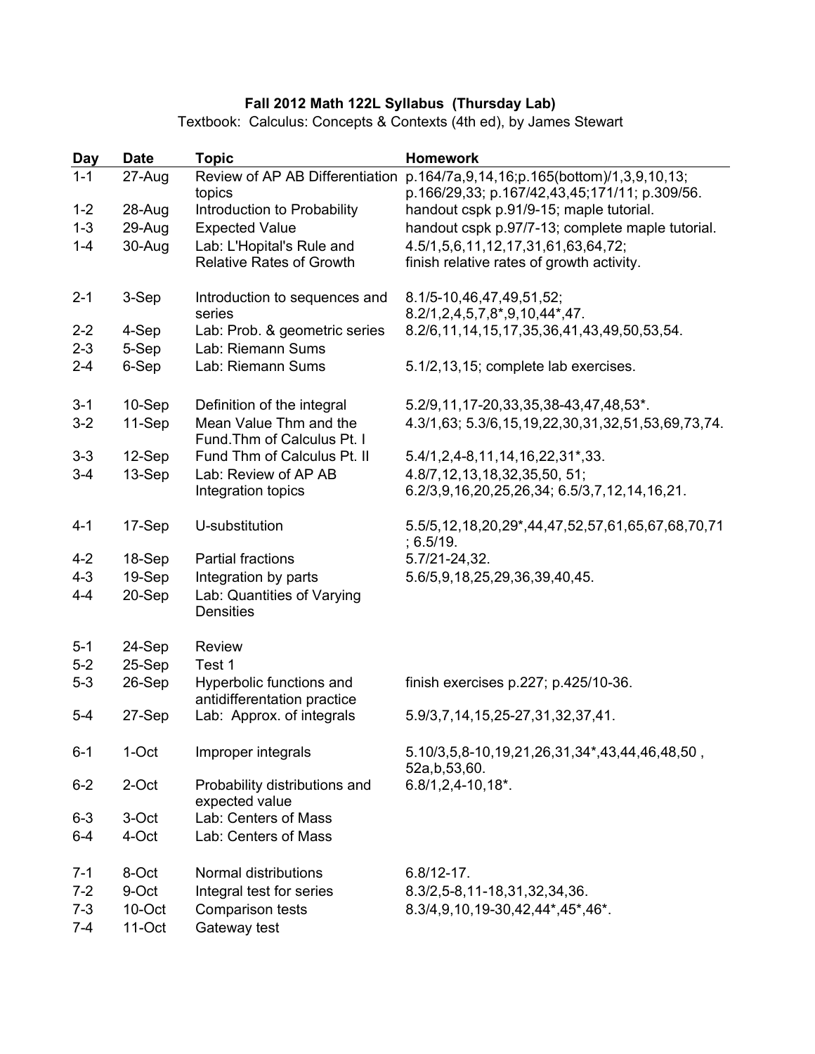**Fall 2012 Math 122L Syllabus (Thursday Lab)**

Textbook: Calculus: Concepts & Contexts (4th ed), by James Stewart

| Day | Date | Topic | Homework |
|---|---|---|---|
| 1-1 | 27-Aug | Review of AP AB Differentiation topics | p.164/7a,9,14,16;p.165(bottom)/1,3,9,10,13; p.166/29,33; p.167/42,43,45;171/11; p.309/56. |
| 1-2 | 28-Aug | Introduction to Probability | handout cspk p.91/9-15; maple tutorial. |
| 1-3 | 29-Aug | Expected Value | handout cspk p.97/7-13; complete maple tutorial. |
| 1-4 | 30-Aug | Lab: L'Hopital's Rule and Relative Rates of Growth | 4.5/1,5,6,11,12,17,31,61,63,64,72; finish relative rates of growth activity. |
| 2-1 | 3-Sep | Introduction to sequences and series | 8.1/5-10,46,47,49,51,52; 8.2/1,2,4,5,7,8*,9,10,44*,47. |
| 2-2 | 4-Sep | Lab: Prob. & geometric series | 8.2/6,11,14,15,17,35,36,41,43,49,50,53,54. |
| 2-3 | 5-Sep | Lab: Riemann Sums | |
| 2-4 | 6-Sep | Lab: Riemann Sums | 5.1/2,13,15; complete lab exercises. |
| 3-1 | 10-Sep | Definition of the integral | 5.2/9,11,17-20,33,35,38-43,47,48,53*. |
| 3-2 | 11-Sep | Mean Value Thm and the Fund.Thm of Calculus Pt. I | 4.3/1,63; 5.3/6,15,19,22,30,31,32,51,53,69,73,74. |
| 3-3 | 12-Sep | Fund Thm of Calculus Pt. II | 5.4/1,2,4-8,11,14,16,22,31*,33. |
| 3-4 | 13-Sep | Lab: Review of AP AB Integration topics | 4.8/7,12,13,18,32,35,50, 51; 6.2/3,9,16,20,25,26,34; 6.5/3,7,12,14,16,21. |
| 4-1 | 17-Sep | U-substitution | 5.5/5,12,18,20,29*,44,47,52,57,61,65,67,68,70,71 ; 6.5/19. |
| 4-2 | 18-Sep | Partial fractions | 5.7/21-24,32. |
| 4-3 | 19-Sep | Integration by parts | 5.6/5,9,18,25,29,36,39,40,45. |
| 4-4 | 20-Sep | Lab: Quantities of Varying Densities | |
| 5-1 | 24-Sep | Review | |
| 5-2 | 25-Sep | Test 1 | |
| 5-3 | 26-Sep | Hyperbolic functions and antidifferentation practice | finish exercises p.227; p.425/10-36. |
| 5-4 | 27-Sep | Lab: Approx. of integrals | 5.9/3,7,14,15,25-27,31,32,37,41. |
| 6-1 | 1-Oct | Improper integrals | 5.10/3,5,8-10,19,21,26,31,34*,43,44,46,48,50 , 52a,b,53,60. |
| 6-2 | 2-Oct | Probability distributions and expected value | 6.8/1,2,4-10,18*. |
| 6-3 | 3-Oct | Lab: Centers of Mass | |
| 6-4 | 4-Oct | Lab: Centers of Mass | |
| 7-1 | 8-Oct | Normal distributions | 6.8/12-17. |
| 7-2 | 9-Oct | Integral test for series | 8.3/2,5-8,11-18,31,32,34,36. |
| 7-3 | 10-Oct | Comparison tests | 8.3/4,9,10,19-30,42,44*,45*,46*. |
| 7-4 | 11-Oct | Gateway test | |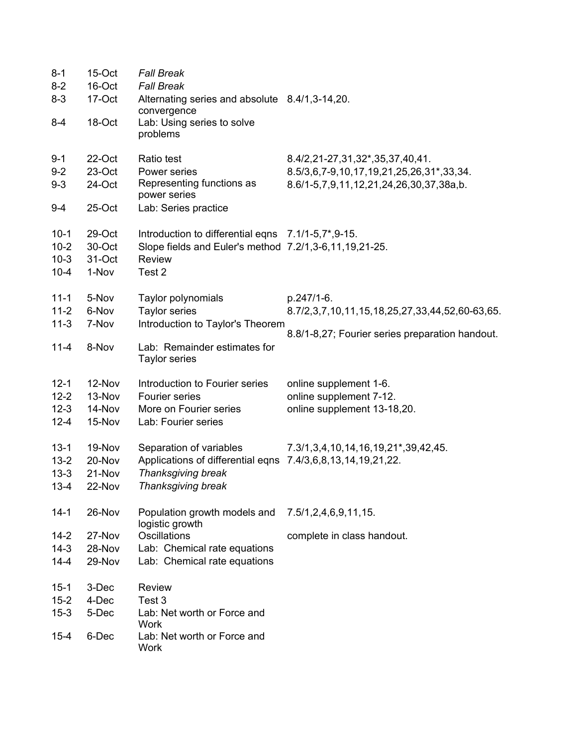| | | | |
|---|---|---|---|
| 8-1 | 15-Oct | *Fall Break* | |
| 8-2 | 16-Oct | *Fall Break* | |
| 8-3 | 17-Oct | Alternating series and absolute convergence | 8.4/1,3-14,20. |
| 8-4 | 18-Oct | Lab: Using series to solve problems | |
| 9-1 | 22-Oct | Ratio test | 8.4/2,21-27,31,32*,35,37,40,41. |
| 9-2 | 23-Oct | Power series | 8.5/3,6,7-9,10,17,19,21,25,26,31*,33,34. |
| 9-3 | 24-Oct | Representing functions as power series | 8.6/1-5,7,9,11,12,21,24,26,30,37,38a,b. |
| 9-4 | 25-Oct | Lab: Series practice | |
| 10-1 | 29-Oct | Introduction to differential eqns | 7.1/1-5,7*,9-15. |
| 10-2 | 30-Oct | Slope fields and Euler's method | 7.2/1,3-6,11,19,21-25. |
| 10-3 | 31-Oct | Review | |
| 10-4 | 1-Nov | Test 2 | |
| 11-1 | 5-Nov | Taylor polynomials | p.247/1-6. |
| 11-2 | 6-Nov | Taylor series | 8.7/2,3,7,10,11,15,18,25,27,33,44,52,60-63,65. |
| 11-3 | 7-Nov | Introduction to Taylor's Theorem | 8.8/1-8,27; Fourier series preparation handout. |
| 11-4 | 8-Nov | Lab: Remainder estimates for Taylor series | |
| 12-1 | 12-Nov | Introduction to Fourier series | online supplement 1-6. |
| 12-2 | 13-Nov | Fourier series | online supplement 7-12. |
| 12-3 | 14-Nov | More on Fourier series | online supplement 13-18,20. |
| 12-4 | 15-Nov | Lab: Fourier series | |
| 13-1 | 19-Nov | Separation of variables | 7.3/1,3,4,10,14,16,19,21*,39,42,45. |
| 13-2 | 20-Nov | Applications of differential eqns | 7.4/3,6,8,13,14,19,21,22. |
| 13-3 | 21-Nov | *Thanksgiving break* | |
| 13-4 | 22-Nov | *Thanksgiving break* | |
| 14-1 | 26-Nov | Population growth models and logistic growth | 7.5/1,2,4,6,9,11,15. |
| 14-2 | 27-Nov | Oscillations | complete in class handout. |
| 14-3 | 28-Nov | Lab: Chemical rate equations | |
| 14-4 | 29-Nov | Lab: Chemical rate equations | |
| 15-1 | 3-Dec | Review | |
| 15-2 | 4-Dec | Test 3 | |
| 15-3 | 5-Dec | Lab: Net worth or Force and Work | |
| 15-4 | 6-Dec | Lab: Net worth or Force and Work | |